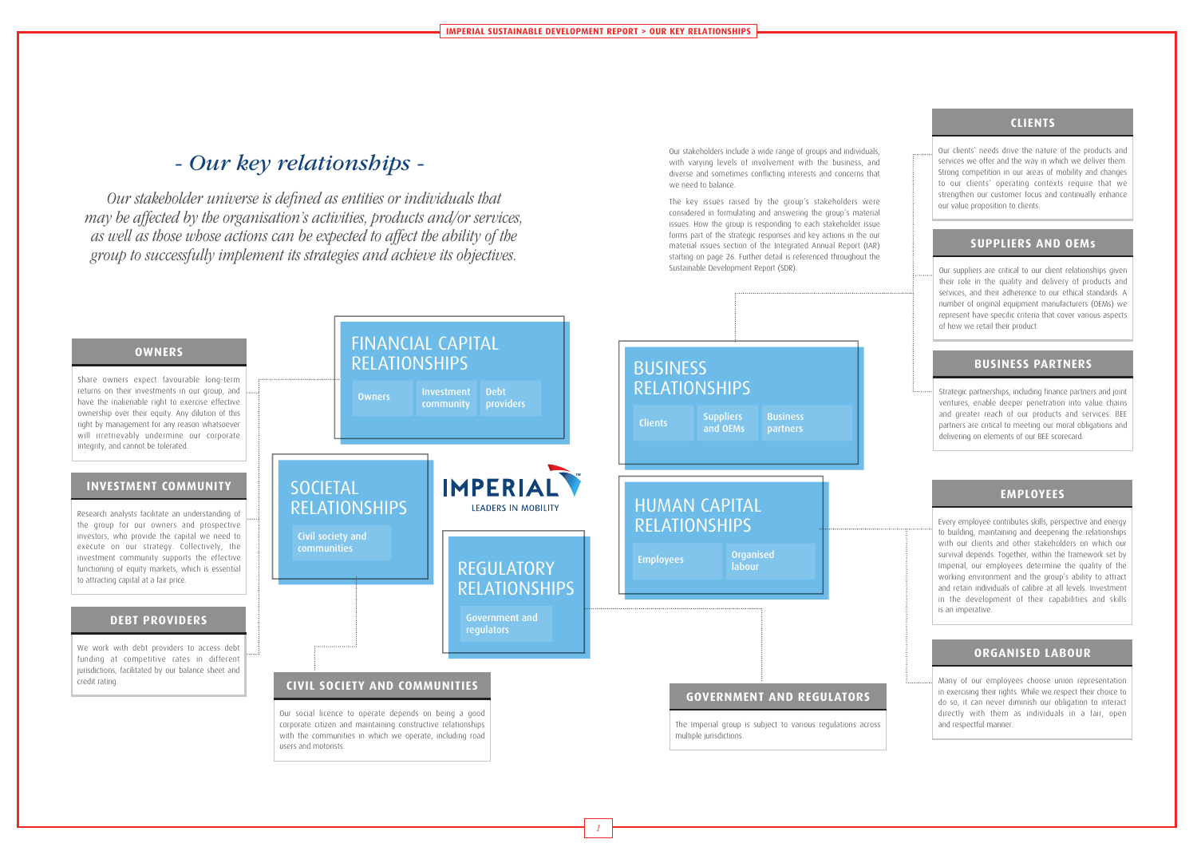# - Our key relationships -

*Our stakeholder universe is defined as entities or individuals that may be affected by the organisation's activities, products and/or services, as well as those whose actions can be expected to affect the ability of the group to successfully implement its strategies and achieve its objectives.*

Our stakeholders include a wide range of groups and individuals, with varying levels of involvement with the business, and diverse and sometimes conflicting interests and concerns that we need to balance.

The key issues raised by the group's stakeholders were considered in formulating and answering the group's material issues. How the group is responding to each stakeholder issue forms part of the strategic responses and key actions in the our material issues section of the Integrated Annual Report (IAR) starting on page 26. Further detail is referenced throughout the Sustainable Development Report (SDR).

## FINANCIAL CAPITAL RELATIONSHIPS

- Owners
- Investment community
- Debt providers

### OWNERS

Share owners expect favourable long-term returns on their investments in our group, and have the inalienable right to exercise effective ownership over their equity. Any dilution of this right by management for any reason whatsoever will irretrievably undermine our corporate integrity, and cannot be tolerated.

### INVESTMENT COMMUNITY

Research analysts facilitate an understanding of the group for our owners and prospective investors, who provide the capital we need to execute on our strategy. Collectively, the investment community supports the effective functioning of equity markets, which is essential to attracting capital at a fair price.

### DEBT PROVIDERS

We work with debt providers to access debt funding at competitive rates in different jurisdictions, facilitated by our balance sheet and credit rating.

## SOCIETAL RELATIONSHIPS

- Civil society and communities

### CIVIL SOCIETY AND COMMUNITIES

Our social licence to operate depends on being a good corporate citizen and maintaining constructive relationships with the communities in which we operate, including road users and motorists.

IMPERIAL
LEADERS IN MOBILITY

## REGULATORY RELATIONSHIPS

- Government and regulators

### GOVERNMENT AND REGULATORS

The Imperial group is subject to various regulations across multiple jurisdictions.

## BUSINESS RELATIONSHIPS

- Clients
- Suppliers and OEMs
- Business partners

### CLIENTS

Our clients' needs drive the nature of the products and services we offer and the way in which we deliver them. Strong competition in our areas of mobility and changes to our clients' operating contexts require that we strengthen our customer focus and continually enhance our value proposition to clients.

### SUPPLIERS AND OEMs

Our suppliers are critical to our client relationships given their role in the quality and delivery of products and services, and their adherence to our ethical standards. A number of original equipment manufacturers (OEMs) we represent have specific criteria that cover various aspects of how we retail their product.

### BUSINESS PARTNERS

Strategic partnerships, including finance partners and joint ventures, enable deeper penetration into value chains and greater reach of our products and services. BEE partners are critical to meeting our moral obligations and delivering on elements of our BEE scorecard.

## HUMAN CAPITAL RELATIONSHIPS

- Employees
- Organised labour

### EMPLOYEES

Every employee contributes skills, perspective and energy to building, maintaining and deepening the relationships with our clients and other stakeholders on which our survival depends. Together, within the framework set by Imperial, our employees determine the quality of the working environment and the group's ability to attract and retain individuals of calibre at all levels. Investment in the development of their capabilities and skills is an imperative.

### ORGANISED LABOUR

Many of our employees choose union representation in exercising their rights. While we respect their choice to do so, it can never diminish our obligation to interact directly with them as individuals in a fair, open and respectful manner.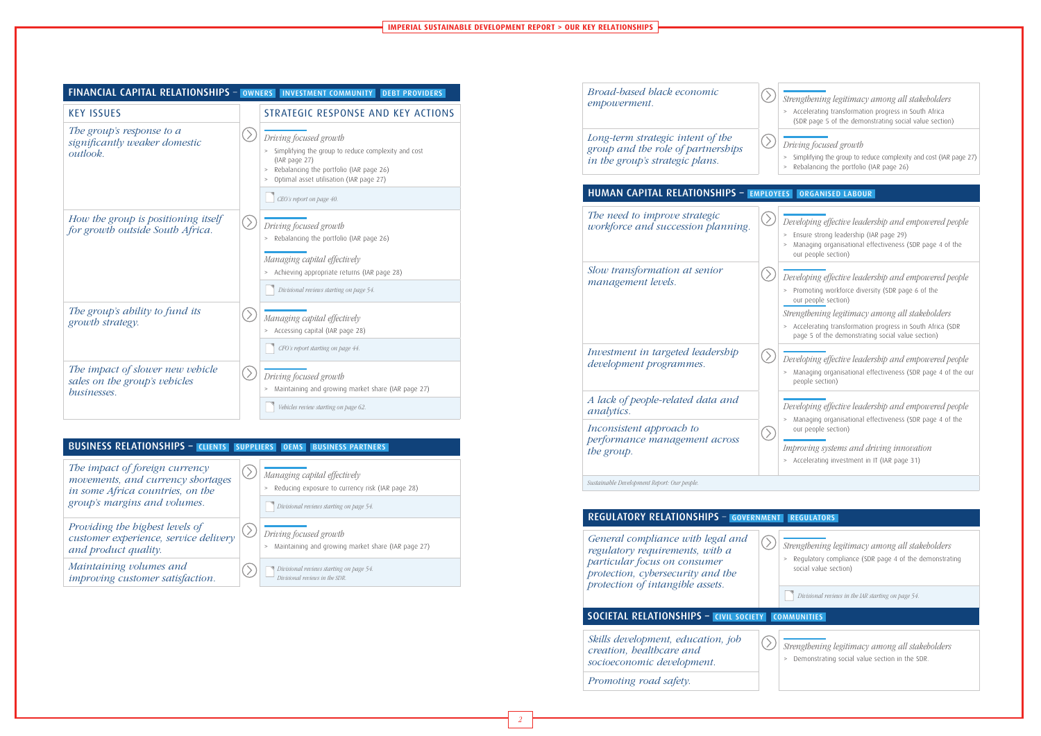## FINANCIAL CAPITAL RELATIONSHIPS – OWNERS | INVESTMENT COMMUNITY | DEBT PROVIDERS

| KEY ISSUES | STRATEGIC RESPONSE AND KEY ACTIONS |
|---|---|
| *The group's response to a significantly weaker domestic outlook.* | *Driving focused growth*<br>> Simplifying the group to reduce complexity and cost (IAR page 27)<br>> Rebalancing the portfolio (IAR page 26)<br>> Optimal asset utilisation (IAR page 27)<br>*CEO's report on page 40.* |
| *How the group is positioning itself for growth outside South Africa.* | *Driving focused growth*<br>> Rebalancing the portfolio (IAR page 26)<br>*Managing capital effectively*<br>> Achieving appropriate returns (IAR page 28)<br>*Divisional reviews starting on page 54.* |
| *The group's ability to fund its growth strategy.* | *Managing capital effectively*<br>> Accessing capital (IAR page 28)<br>*CFO's report starting on page 44.* |
| *The impact of slower new vehicle sales on the group's vehicles businesses.* | *Driving focused growth*<br>> Maintaining and growing market share (IAR page 27)<br>*Vehicles review starting on page 62.* |

## BUSINESS RELATIONSHIPS – CLIENTS | SUPPLIERS | OEMS | BUSINESS PARTNERS

| | |
|---|---|
| *The impact of foreign currency movements, and currency shortages in some Africa countries, on the group's margins and volumes.* | *Managing capital effectively*<br>> Reducing exposure to currency risk (IAR page 28)<br>*Divisional reviews starting on page 54.* |
| *Providing the highest levels of customer experience, service delivery and product quality.* | *Driving focused growth*<br>> Maintaining and growing market share (IAR page 27) |
| *Maintaining volumes and improving customer satisfaction.* | *Divisional reviews starting on page 54.*<br>*Divisional reviews in the SDR.* |

| | |
|---|---|
| *Broad-based black economic empowerment.* | *Strengthening legitimacy among all stakeholders*<br>> Accelerating transformation progress in South Africa (SDR page 5 of the demonstrating social value section) |
| *Long-term strategic intent of the group and the role of partnerships in the group's strategic plans.* | *Driving focused growth*<br>> Simplifying the group to reduce complexity and cost (IAR page 27)<br>> Rebalancing the portfolio (IAR page 26) |

## HUMAN CAPITAL RELATIONSHIPS – EMPLOYEES | ORGANISED LABOUR

| | |
|---|---|
| *The need to improve strategic workforce and succession planning.* | *Developing effective leadership and empowered people*<br>> Ensure strong leadership (IAR page 29)<br>> Managing organisational effectiveness (SDR page 4 of the our people section) |
| *Slow transformation at senior management levels.* | *Developing effective leadership and empowered people*<br>> Promoting workforce diversity (SDR page 6 of the our people section)<br>*Strengthening legitimacy among all stakeholders*<br>> Accelerating transformation progress in South Africa (SDR page 5 of the demonstrating social value section) |
| *Investment in targeted leadership development programmes.* | *Developing effective leadership and empowered people*<br>> Managing organisational effectiveness (SDR page 4 of the our people section) |
| *A lack of people-related data and analytics.*<br>*Inconsistent approach to performance management across the group.* | *Developing effective leadership and empowered people*<br>> Managing organisational effectiveness (SDR page 4 of the our people section)<br>*Improving systems and driving innovation*<br>> Accelerating investment in IT (IAR page 31) |

*Sustainable Development Report: Our people.*

## REGULATORY RELATIONSHIPS – GOVERNMENT | REGULATORS

| | |
|---|---|
| *General compliance with legal and regulatory requirements, with a particular focus on consumer protection, cybersecurity and the protection of intangible assets.* | *Strengthening legitimacy among all stakeholders*<br>> Regulatory compliance (SDR page 4 of the demonstrating social value section)<br>*Divisional reviews in the IAR starting on page 54.* |

## SOCIETAL RELATIONSHIPS – CIVIL SOCIETY | COMMUNITIES

| | |
|---|---|
| *Skills development, education, job creation, healthcare and socioeconomic development.*<br>*Promoting road safety.* | *Strengthening legitimacy among all stakeholders*<br>> Demonstrating social value section in the SDR. |